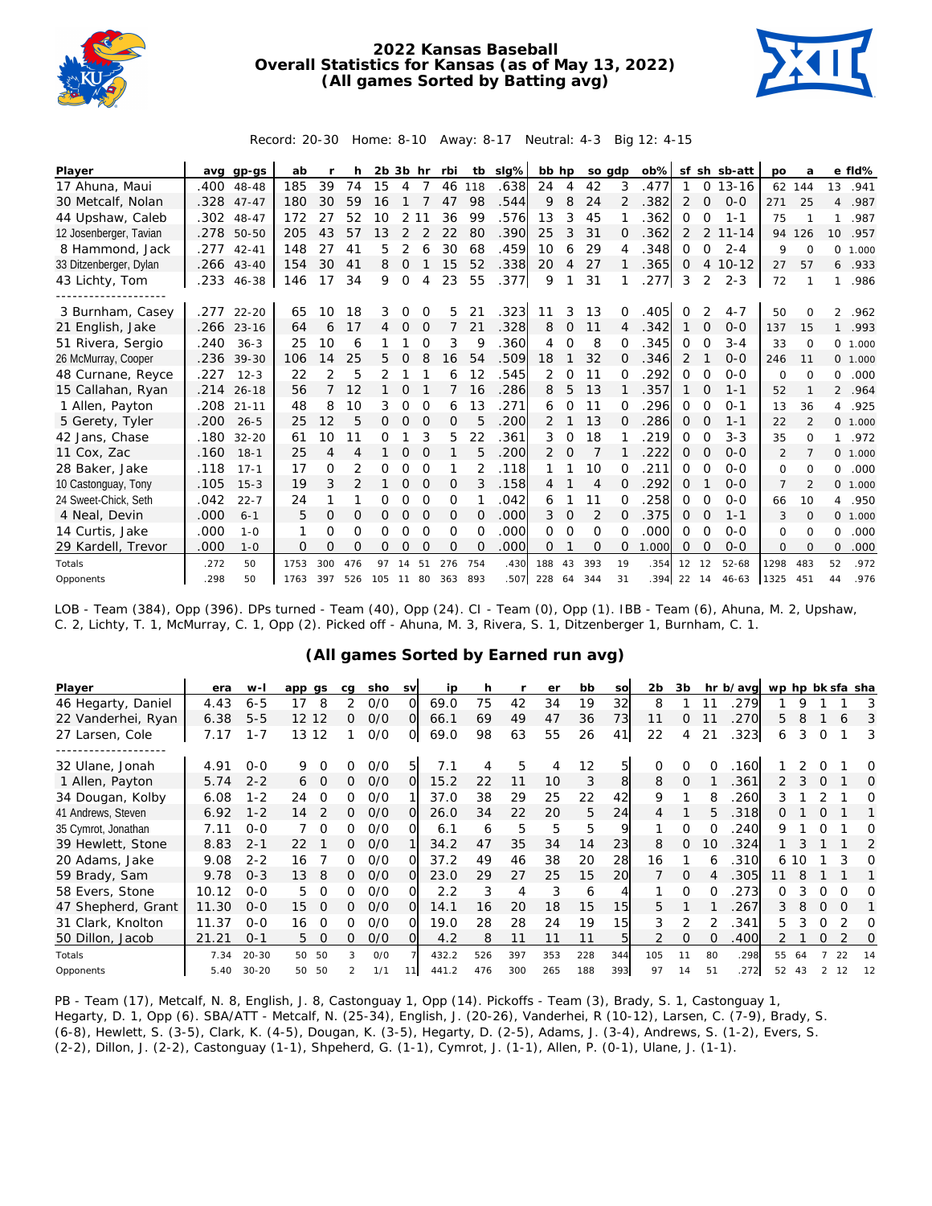# 2022 Kansas Baseball
## Overall Statistics for Kansas (as of May 13, 2022)
### (All games Sorted by Batting avg)

Record: 20-30 Home: 8-10 Away: 8-17 Neutral: 4-3 Big 12: 4-15

| Player | avg | gp-gs | ab | r | h | 2b | 3b | hr | rbi | tb | slg% | bb | hp | so | gdp | ob% | sf | sh | sb-att | po | a | e | fld% |
|---|---|---|---|---|---|---|---|---|---|---|---|---|---|---|---|---|---|---|---|---|---|---|---|
| 17 Ahuna, Maui | .400 | 48-48 | 185 | 39 | 74 | 15 | 4 | 7 | 46 | 118 | .638 | 24 | 4 | 42 | 3 | .477 | 1 | 0 | 13-16 | 62 | 144 | 13 | .941 |
| 30 Metcalf, Nolan | .328 | 47-47 | 180 | 30 | 59 | 16 | 1 | 7 | 47 | 98 | .544 | 9 | 8 | 24 | 2 | .382 | 2 | 0 | 0-0 | 271 | 25 | 4 | .987 |
| 44 Upshaw, Caleb | .302 | 48-47 | 172 | 27 | 52 | 10 | 2 | 11 | 36 | 99 | .576 | 13 | 3 | 45 | 1 | .362 | 0 | 0 | 1-1 | 75 | 1 | 1 | .987 |
| 12 Josenberger, Tavian | .278 | 50-50 | 205 | 43 | 57 | 13 | 2 | 2 | 22 | 80 | .390 | 25 | 3 | 31 | 0 | .362 | 2 | 2 | 11-14 | 94 | 126 | 10 | .957 |
| 8 Hammond, Jack | .277 | 42-41 | 148 | 27 | 41 | 5 | 2 | 6 | 30 | 68 | .459 | 10 | 6 | 29 | 4 | .348 | 0 | 0 | 2-4 | 9 | 0 | 0 | 1.000 |
| 33 Ditzenberger, Dylan | .266 | 43-40 | 154 | 30 | 41 | 8 | 0 | 1 | 15 | 52 | .338 | 20 | 4 | 27 | 1 | .365 | 0 | 4 | 10-12 | 27 | 57 | 6 | .933 |
| 43 Lichty, Tom | .233 | 46-38 | 146 | 17 | 34 | 9 | 0 | 4 | 23 | 55 | .377 | 9 | 1 | 31 | 1 | .277 | 3 | 2 | 2-3 | 72 | 1 | 1 | .986 |
| -------------------- | | | | | | | | | | | | | | | | | | | | | | | |
| 3 Burnham, Casey | .277 | 22-20 | 65 | 10 | 18 | 3 | 0 | 0 | 5 | 21 | .323 | 11 | 3 | 13 | 0 | .405 | 0 | 2 | 4-7 | 50 | 0 | 2 | .962 |
| 21 English, Jake | .266 | 23-16 | 64 | 6 | 17 | 4 | 0 | 0 | 7 | 21 | .328 | 8 | 0 | 11 | 4 | .342 | 1 | 0 | 0-0 | 137 | 15 | 1 | .993 |
| 51 Rivera, Sergio | .240 | 36-3 | 25 | 10 | 6 | 1 | 1 | 0 | 3 | 9 | .360 | 4 | 0 | 8 | 0 | .345 | 0 | 0 | 3-4 | 33 | 0 | 0 | 1.000 |
| 26 McMurray, Cooper | .236 | 39-30 | 106 | 14 | 25 | 5 | 0 | 8 | 16 | 54 | .509 | 18 | 1 | 32 | 0 | .346 | 2 | 1 | 0-0 | 246 | 11 | 0 | 1.000 |
| 48 Curnane, Reyce | .227 | 12-3 | 22 | 2 | 5 | 2 | 1 | 1 | 6 | 12 | .545 | 2 | 0 | 11 | 0 | .292 | 0 | 0 | 0-0 | 0 | 0 | 0 | .000 |
| 15 Callahan, Ryan | .214 | 26-18 | 56 | 7 | 12 | 1 | 0 | 1 | 7 | 16 | .286 | 8 | 5 | 13 | 1 | .357 | 1 | 0 | 1-1 | 52 | 1 | 2 | .964 |
| 1 Allen, Payton | .208 | 21-11 | 48 | 8 | 10 | 3 | 0 | 0 | 6 | 13 | .271 | 6 | 0 | 11 | 0 | .296 | 0 | 0 | 0-1 | 13 | 36 | 4 | .925 |
| 5 Gerety, Tyler | .200 | 26-5 | 25 | 12 | 5 | 0 | 0 | 0 | 0 | 5 | .200 | 2 | 1 | 13 | 0 | .286 | 0 | 0 | 1-1 | 22 | 2 | 0 | 1.000 |
| 42 Jans, Chase | .180 | 32-20 | 61 | 10 | 11 | 0 | 1 | 3 | 5 | 22 | .361 | 3 | 0 | 18 | 1 | .219 | 0 | 0 | 3-3 | 35 | 0 | 1 | .972 |
| 11 Cox, Zac | .160 | 18-1 | 25 | 4 | 4 | 1 | 0 | 0 | 1 | 5 | .200 | 2 | 0 | 7 | 1 | .222 | 0 | 0 | 0-0 | 2 | 7 | 0 | 1.000 |
| 28 Baker, Jake | .118 | 17-1 | 17 | 0 | 2 | 0 | 0 | 0 | 1 | 2 | .118 | 1 | 1 | 10 | 0 | .211 | 0 | 0 | 0-0 | 0 | 0 | 0 | .000 |
| 10 Castonguay, Tony | .105 | 15-3 | 19 | 3 | 2 | 1 | 0 | 0 | 0 | 3 | .158 | 4 | 1 | 4 | 0 | .292 | 0 | 1 | 0-0 | 7 | 2 | 0 | 1.000 |
| 24 Sweet-Chick, Seth | .042 | 22-7 | 24 | 1 | 1 | 0 | 0 | 0 | 0 | 1 | .042 | 6 | 1 | 11 | 0 | .258 | 0 | 0 | 0-0 | 66 | 10 | 4 | .950 |
| 4 Neal, Devin | .000 | 6-1 | 5 | 0 | 0 | 0 | 0 | 0 | 0 | 0 | .000 | 3 | 0 | 2 | 0 | .375 | 0 | 0 | 1-1 | 3 | 0 | 0 | 1.000 |
| 14 Curtis, Jake | .000 | 1-0 | 1 | 0 | 0 | 0 | 0 | 0 | 0 | 0 | .000 | 0 | 0 | 0 | 0 | .000 | 0 | 0 | 0-0 | 0 | 0 | 0 | .000 |
| 29 Kardell, Trevor | .000 | 1-0 | 0 | 0 | 0 | 0 | 0 | 0 | 0 | 0 | .000 | 0 | 1 | 0 | 0 | 1.000 | 0 | 0 | 0-0 | 0 | 0 | 0 | .000 |
| Totals | .272 | 50 | 1753 | 300 | 476 | 97 | 14 | 51 | 276 | 754 | .430 | 188 | 43 | 393 | 19 | .354 | 12 | 12 | 52-68 | 1298 | 483 | 52 | .972 |
| Opponents | .298 | 50 | 1763 | 397 | 526 | 105 | 11 | 80 | 363 | 893 | .507 | 228 | 64 | 344 | 31 | .394 | 22 | 14 | 46-63 | 1325 | 451 | 44 | .976 |

LOB - Team (384), Opp (396). DPs turned - Team (40), Opp (24). CI - Team (0), Opp (1). IBB - Team (6), Ahuna, M. 2, Upshaw, C. 2, Lichty, T. 1, McMurray, C. 1, Opp (2). Picked off - Ahuna, M. 3, Rivera, S. 1, Ditzenberger 1, Burnham, C. 1.

## (All games Sorted by Earned run avg)

| Player | era | w-l | app | gs | cg | sho | sv | ip | h | r | er | bb | so | 2b | 3b | hr | b/avg | wp | hp | bk | sfa | sha |
|---|---|---|---|---|---|---|---|---|---|---|---|---|---|---|---|---|---|---|---|---|---|---|
| 46 Hegarty, Daniel | 4.43 | 6-5 | 17 | 8 | 2 | 0/0 | 0 | 69.0 | 75 | 42 | 34 | 19 | 32 | 8 | 1 | 11 | .279 | 1 | 9 | 1 | 1 | 3 |
| 22 Vanderhei, Ryan | 6.38 | 5-5 | 12 | 12 | 0 | 0/0 | 0 | 66.1 | 69 | 49 | 47 | 36 | 73 | 11 | 0 | 11 | .270 | 5 | 8 | 1 | 6 | 3 |
| 27 Larsen, Cole | 7.17 | 1-7 | 13 | 12 | 1 | 0/0 | 0 | 69.0 | 98 | 63 | 55 | 26 | 41 | 22 | 4 | 21 | .323 | 6 | 3 | 0 | 1 | 3 |
| -------------------- | | | | | | | | | | | | | | | | | | | | | | |
| 32 Ulane, Jonah | 4.91 | 0-0 | 9 | 0 | 0 | 0/0 | 5 | 7.1 | 4 | 5 | 4 | 12 | 5 | 0 | 0 | 0 | .160 | 1 | 2 | 0 | 1 | 0 |
| 1 Allen, Payton | 5.74 | 2-2 | 6 | 0 | 0 | 0/0 | 0 | 15.2 | 22 | 11 | 10 | 3 | 8 | 8 | 0 | 1 | .361 | 2 | 3 | 0 | 1 | 0 |
| 34 Dougan, Kolby | 6.08 | 1-2 | 24 | 0 | 0 | 0/0 | 1 | 37.0 | 38 | 29 | 25 | 22 | 42 | 9 | 1 | 8 | .260 | 3 | 1 | 2 | 1 | 0 |
| 41 Andrews, Steven | 6.92 | 1-2 | 14 | 2 | 0 | 0/0 | 0 | 26.0 | 34 | 22 | 20 | 5 | 24 | 4 | 1 | 5 | .318 | 0 | 1 | 0 | 1 | 1 |
| 35 Cymrot, Jonathan | 7.11 | 0-0 | 7 | 0 | 0 | 0/0 | 0 | 6.1 | 6 | 5 | 5 | 5 | 9 | 1 | 0 | 0 | .240 | 9 | 1 | 0 | 1 | 0 |
| 39 Hewlett, Stone | 8.83 | 2-1 | 22 | 1 | 0 | 0/0 | 1 | 34.2 | 47 | 35 | 34 | 14 | 23 | 8 | 0 | 10 | .324 | 1 | 3 | 1 | 1 | 2 |
| 20 Adams, Jake | 9.08 | 2-2 | 16 | 7 | 0 | 0/0 | 0 | 37.2 | 49 | 46 | 38 | 20 | 28 | 16 | 1 | 6 | .310 | 6 | 10 | 1 | 3 | 0 |
| 59 Brady, Sam | 9.78 | 0-3 | 13 | 8 | 0 | 0/0 | 0 | 23.0 | 29 | 27 | 25 | 15 | 20 | 7 | 0 | 4 | .305 | 11 | 8 | 1 | 1 | 1 |
| 58 Evers, Stone | 10.12 | 0-0 | 5 | 0 | 0 | 0/0 | 0 | 2.2 | 3 | 4 | 3 | 6 | 4 | 1 | 0 | 0 | .273 | 0 | 3 | 0 | 0 | 0 |
| 47 Shepherd, Grant | 11.30 | 0-0 | 15 | 0 | 0 | 0/0 | 0 | 14.1 | 16 | 20 | 18 | 15 | 15 | 5 | 1 | 1 | .267 | 3 | 8 | 0 | 0 | 1 |
| 31 Clark, Knolton | 11.37 | 0-0 | 16 | 0 | 0 | 0/0 | 0 | 19.0 | 28 | 28 | 24 | 19 | 15 | 3 | 2 | 2 | .341 | 5 | 3 | 0 | 2 | 0 |
| 50 Dillon, Jacob | 21.21 | 0-1 | 5 | 0 | 0 | 0/0 | 0 | 4.2 | 8 | 11 | 11 | 11 | 5 | 2 | 0 | 0 | .400 | 2 | 1 | 0 | 2 | 0 |
| Totals | 7.34 | 20-30 | 50 | 50 | 3 | 0/0 | 7 | 432.2 | 526 | 397 | 353 | 228 | 344 | 105 | 11 | 80 | .298 | 55 | 64 | 7 | 22 | 14 |
| Opponents | 5.40 | 30-20 | 50 | 50 | 2 | 1/1 | 11 | 441.2 | 476 | 300 | 265 | 188 | 393 | 97 | 14 | 51 | .272 | 52 | 43 | 2 | 12 | 12 |

PB - Team (17), Metcalf, N. 8, English, J. 8, Castonguay 1, Opp (14). Pickoffs - Team (3), Brady, S. 1, Castonguay 1, Hegarty, D. 1, Opp (6). SBA/ATT - Metcalf, N. (25-34), English, J. (20-26), Vanderhei, R (10-12), Larsen, C. (7-9), Brady, S. (6-8), Hewlett, S. (3-5), Clark, K. (4-5), Dougan, K. (3-5), Hegarty, D. (2-5), Adams, J. (3-4), Andrews, S. (1-2), Evers, S. (2-2), Dillon, J. (2-2), Castonguay (1-1), Shpeherd, G. (1-1), Cymrot, J. (1-1), Allen, P. (0-1), Ulane, J. (1-1).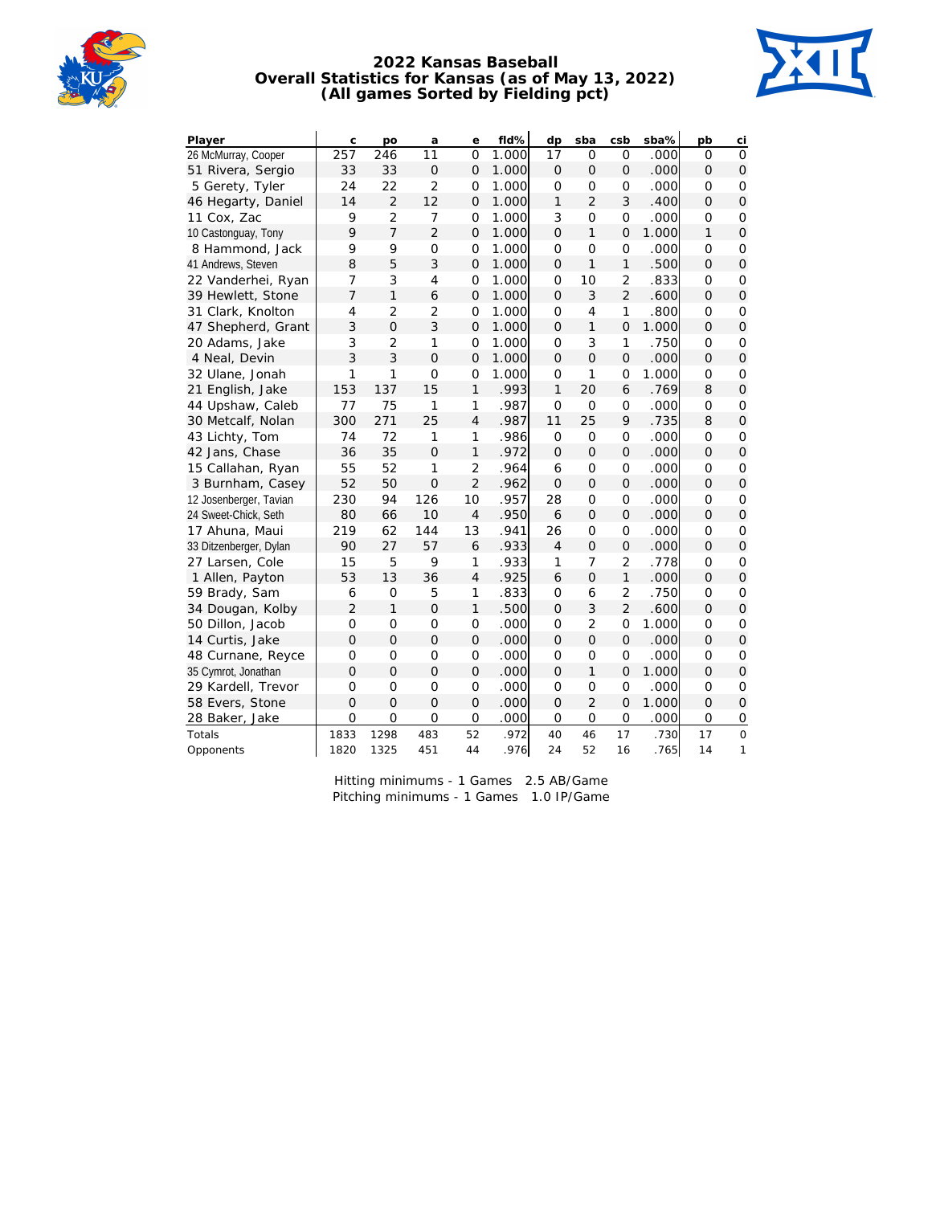# 2022 Kansas Baseball
## Overall Statistics for Kansas (as of May 13, 2022)
### (All games Sorted by Fielding pct)

| Player | c | po | a | e | fld% | dp | sba | csb | sba% | pb | ci |
|---|---|---|---|---|---|---|---|---|---|---|---|
| 26 McMurray, Cooper | 257 | 246 | 11 | 0 | 1.000 | 17 | 0 | 0 | .000 | 0 | 0 |
| 51 Rivera, Sergio | 33 | 33 | 0 | 0 | 1.000 | 0 | 0 | 0 | .000 | 0 | 0 |
| 5 Gerety, Tyler | 24 | 22 | 2 | 0 | 1.000 | 0 | 0 | 0 | .000 | 0 | 0 |
| 46 Hegarty, Daniel | 14 | 2 | 12 | 0 | 1.000 | 1 | 2 | 3 | .400 | 0 | 0 |
| 11 Cox, Zac | 9 | 2 | 7 | 0 | 1.000 | 3 | 0 | 0 | .000 | 0 | 0 |
| 10 Castonguay, Tony | 9 | 7 | 2 | 0 | 1.000 | 0 | 1 | 0 | 1.000 | 1 | 0 |
| 8 Hammond, Jack | 9 | 9 | 0 | 0 | 1.000 | 0 | 0 | 0 | .000 | 0 | 0 |
| 41 Andrews, Steven | 8 | 5 | 3 | 0 | 1.000 | 0 | 1 | 1 | .500 | 0 | 0 |
| 22 Vanderhei, Ryan | 7 | 3 | 4 | 0 | 1.000 | 0 | 10 | 2 | .833 | 0 | 0 |
| 39 Hewlett, Stone | 7 | 1 | 6 | 0 | 1.000 | 0 | 3 | 2 | .600 | 0 | 0 |
| 31 Clark, Knolton | 4 | 2 | 2 | 0 | 1.000 | 0 | 4 | 1 | .800 | 0 | 0 |
| 47 Shepherd, Grant | 3 | 0 | 3 | 0 | 1.000 | 0 | 1 | 0 | 1.000 | 0 | 0 |
| 20 Adams, Jake | 3 | 2 | 1 | 0 | 1.000 | 0 | 3 | 1 | .750 | 0 | 0 |
| 4 Neal, Devin | 3 | 3 | 0 | 0 | 1.000 | 0 | 0 | 0 | .000 | 0 | 0 |
| 32 Ulane, Jonah | 1 | 1 | 0 | 0 | 1.000 | 0 | 1 | 0 | 1.000 | 0 | 0 |
| 21 English, Jake | 153 | 137 | 15 | 1 | .993 | 1 | 20 | 6 | .769 | 8 | 0 |
| 44 Upshaw, Caleb | 77 | 75 | 1 | 1 | .987 | 0 | 0 | 0 | .000 | 0 | 0 |
| 30 Metcalf, Nolan | 300 | 271 | 25 | 4 | .987 | 11 | 25 | 9 | .735 | 8 | 0 |
| 43 Lichty, Tom | 74 | 72 | 1 | 1 | .986 | 0 | 0 | 0 | .000 | 0 | 0 |
| 42 Jans, Chase | 36 | 35 | 0 | 1 | .972 | 0 | 0 | 0 | .000 | 0 | 0 |
| 15 Callahan, Ryan | 55 | 52 | 1 | 2 | .964 | 6 | 0 | 0 | .000 | 0 | 0 |
| 3 Burnham, Casey | 52 | 50 | 0 | 2 | .962 | 0 | 0 | 0 | .000 | 0 | 0 |
| 12 Josenberger, Tavian | 230 | 94 | 126 | 10 | .957 | 28 | 0 | 0 | .000 | 0 | 0 |
| 24 Sweet-Chick, Seth | 80 | 66 | 10 | 4 | .950 | 6 | 0 | 0 | .000 | 0 | 0 |
| 17 Ahuna, Maui | 219 | 62 | 144 | 13 | .941 | 26 | 0 | 0 | .000 | 0 | 0 |
| 33 Ditzenberger, Dylan | 90 | 27 | 57 | 6 | .933 | 4 | 0 | 0 | .000 | 0 | 0 |
| 27 Larsen, Cole | 15 | 5 | 9 | 1 | .933 | 1 | 7 | 2 | .778 | 0 | 0 |
| 1 Allen, Payton | 53 | 13 | 36 | 4 | .925 | 6 | 0 | 1 | .000 | 0 | 0 |
| 59 Brady, Sam | 6 | 0 | 5 | 1 | .833 | 0 | 6 | 2 | .750 | 0 | 0 |
| 34 Dougan, Kolby | 2 | 1 | 0 | 1 | .500 | 0 | 3 | 2 | .600 | 0 | 0 |
| 50 Dillon, Jacob | 0 | 0 | 0 | 0 | .000 | 0 | 2 | 0 | 1.000 | 0 | 0 |
| 14 Curtis, Jake | 0 | 0 | 0 | 0 | .000 | 0 | 0 | 0 | .000 | 0 | 0 |
| 48 Curnane, Reyce | 0 | 0 | 0 | 0 | .000 | 0 | 0 | 0 | .000 | 0 | 0 |
| 35 Cymrot, Jonathan | 0 | 0 | 0 | 0 | .000 | 0 | 1 | 0 | 1.000 | 0 | 0 |
| 29 Kardell, Trevor | 0 | 0 | 0 | 0 | .000 | 0 | 0 | 0 | .000 | 0 | 0 |
| 58 Evers, Stone | 0 | 0 | 0 | 0 | .000 | 0 | 2 | 0 | 1.000 | 0 | 0 |
| 28 Baker, Jake | 0 | 0 | 0 | 0 | .000 | 0 | 0 | 0 | .000 | 0 | 0 |
| Totals | 1833 | 1298 | 483 | 52 | .972 | 40 | 46 | 17 | .730 | 17 | 0 |
| Opponents | 1820 | 1325 | 451 | 44 | .976 | 24 | 52 | 16 | .765 | 14 | 1 |

Hitting minimums - 1 Games 2.5 AB/Game
Pitching minimums - 1 Games 1.0 IP/Game